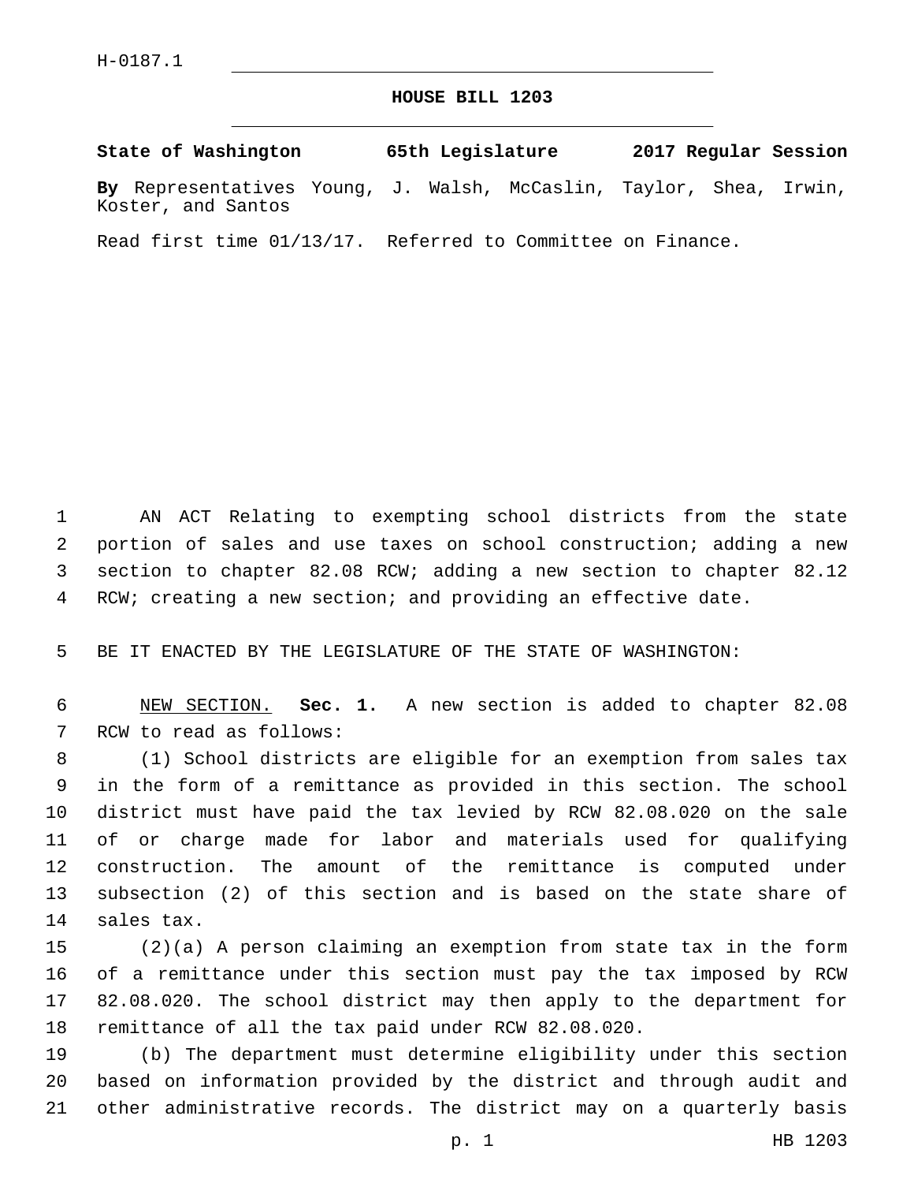H-0187.1

**HOUSE BILL 1203**

**State of Washington 65th Legislature 2017 Regular Session**

**By** Representatives Young, J. Walsh, McCaslin, Taylor, Shea, Irwin, Koster, and Santos

Read first time 01/13/17. Referred to Committee on Finance.

AN ACT Relating to exempting school districts from the state portion of sales and use taxes on school construction; adding a new section to chapter 82.08 RCW; adding a new section to chapter 82.12 RCW; creating a new section; and providing an effective date.

BE IT ENACTED BY THE LEGISLATURE OF THE STATE OF WASHINGTON:

NEW SECTION. **Sec. 1.** A new section is added to chapter 82.08 RCW to read as follows:

(1) School districts are eligible for an exemption from sales tax in the form of a remittance as provided in this section. The school district must have paid the tax levied by RCW 82.08.020 on the sale of or charge made for labor and materials used for qualifying construction. The amount of the remittance is computed under subsection (2) of this section and is based on the state share of sales tax.

(2)(a) A person claiming an exemption from state tax in the form of a remittance under this section must pay the tax imposed by RCW 82.08.020. The school district may then apply to the department for remittance of all the tax paid under RCW 82.08.020.

(b) The department must determine eligibility under this section based on information provided by the district and through audit and other administrative records. The district may on a quarterly basis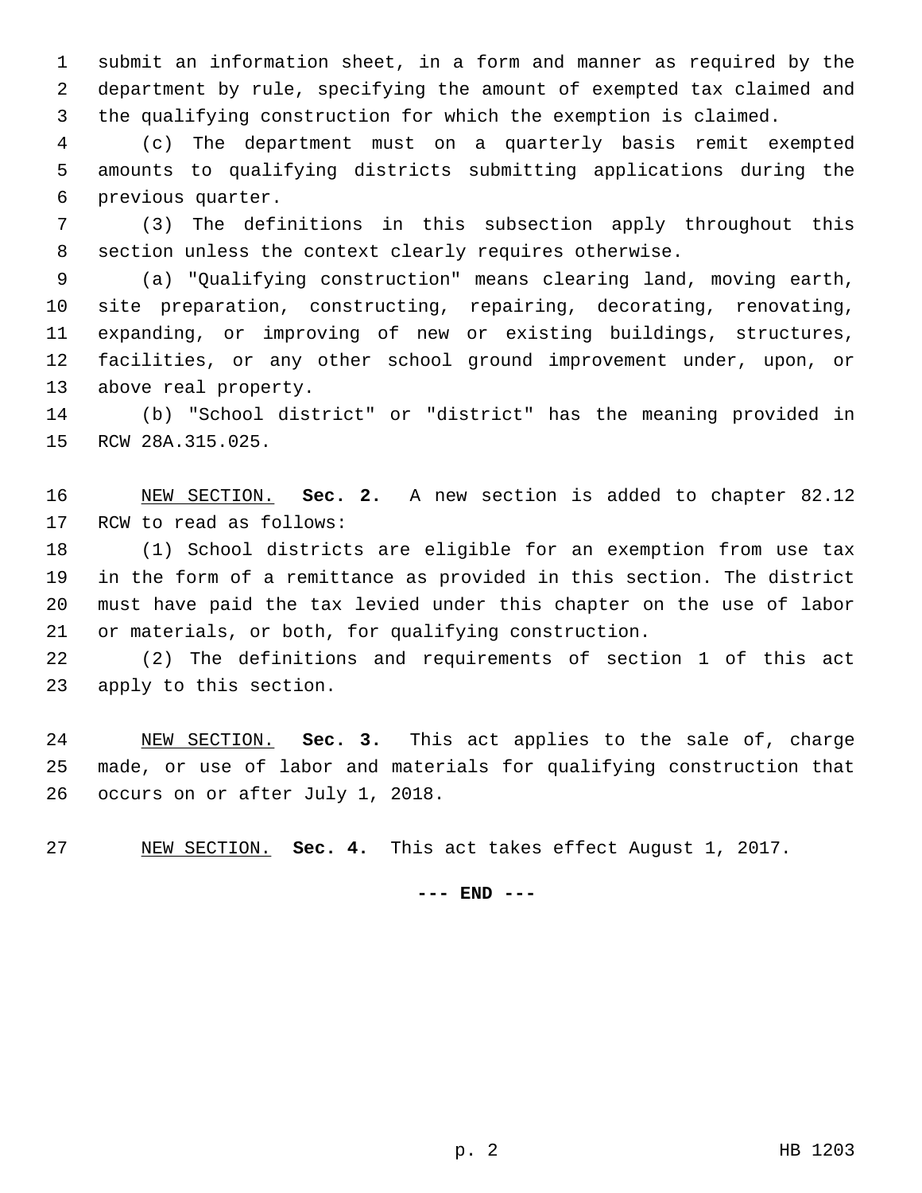submit an information sheet, in a form and manner as required by the department by rule, specifying the amount of exempted tax claimed and the qualifying construction for which the exemption is claimed.

(c) The department must on a quarterly basis remit exempted amounts to qualifying districts submitting applications during the previous quarter.

(3) The definitions in this subsection apply throughout this section unless the context clearly requires otherwise.

(a) "Qualifying construction" means clearing land, moving earth, site preparation, constructing, repairing, decorating, renovating, expanding, or improving of new or existing buildings, structures, facilities, or any other school ground improvement under, upon, or above real property.

(b) "School district" or "district" has the meaning provided in RCW 28A.315.025.

NEW SECTION. **Sec. 2.** A new section is added to chapter 82.12 RCW to read as follows:

(1) School districts are eligible for an exemption from use tax in the form of a remittance as provided in this section. The district must have paid the tax levied under this chapter on the use of labor or materials, or both, for qualifying construction.

(2) The definitions and requirements of section 1 of this act apply to this section.

NEW SECTION. **Sec. 3.** This act applies to the sale of, charge made, or use of labor and materials for qualifying construction that occurs on or after July 1, 2018.

NEW SECTION. **Sec. 4.** This act takes effect August 1, 2017.

**--- END ---**